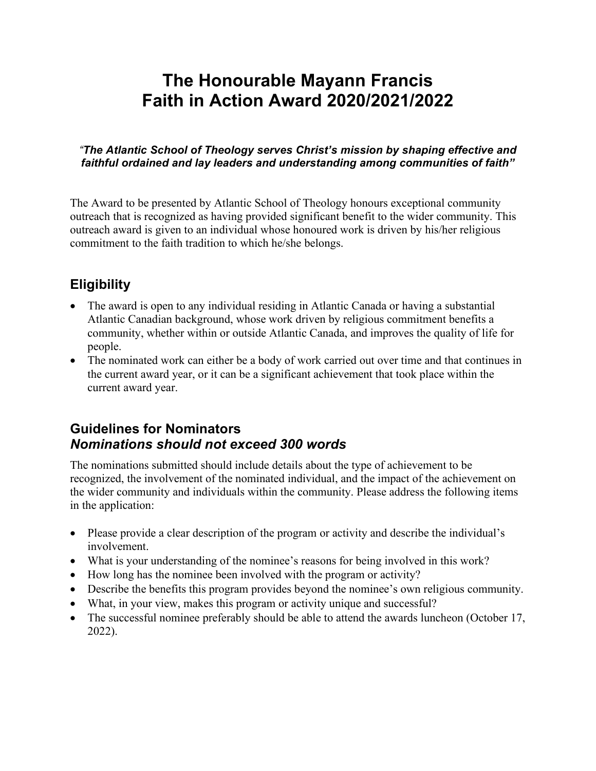# The Honourable Mayann Francis
# Faith in Action Award 2020/2021/2022

*"**The Atlantic School of Theology serves Christ's mission by shaping effective and faithful ordained and lay leaders and understanding among communities of faith"***

The Award to be presented by Atlantic School of Theology honours exceptional community outreach that is recognized as having provided significant benefit to the wider community. This outreach award is given to an individual whose honoured work is driven by his/her religious commitment to the faith tradition to which he/she belongs.

## Eligibility

- The award is open to any individual residing in Atlantic Canada or having a substantial Atlantic Canadian background, whose work driven by religious commitment benefits a community, whether within or outside Atlantic Canada, and improves the quality of life for people.
- The nominated work can either be a body of work carried out over time and that continues in the current award year, or it can be a significant achievement that took place within the current award year.

## Guidelines for Nominators
## *Nominations should not exceed 300 words*

The nominations submitted should include details about the type of achievement to be recognized, the involvement of the nominated individual, and the impact of the achievement on the wider community and individuals within the community. Please address the following items in the application:

- Please provide a clear description of the program or activity and describe the individual's involvement.
- What is your understanding of the nominee's reasons for being involved in this work?
- How long has the nominee been involved with the program or activity?
- Describe the benefits this program provides beyond the nominee's own religious community.
- What, in your view, makes this program or activity unique and successful?
- The successful nominee preferably should be able to attend the awards luncheon (October 17, 2022).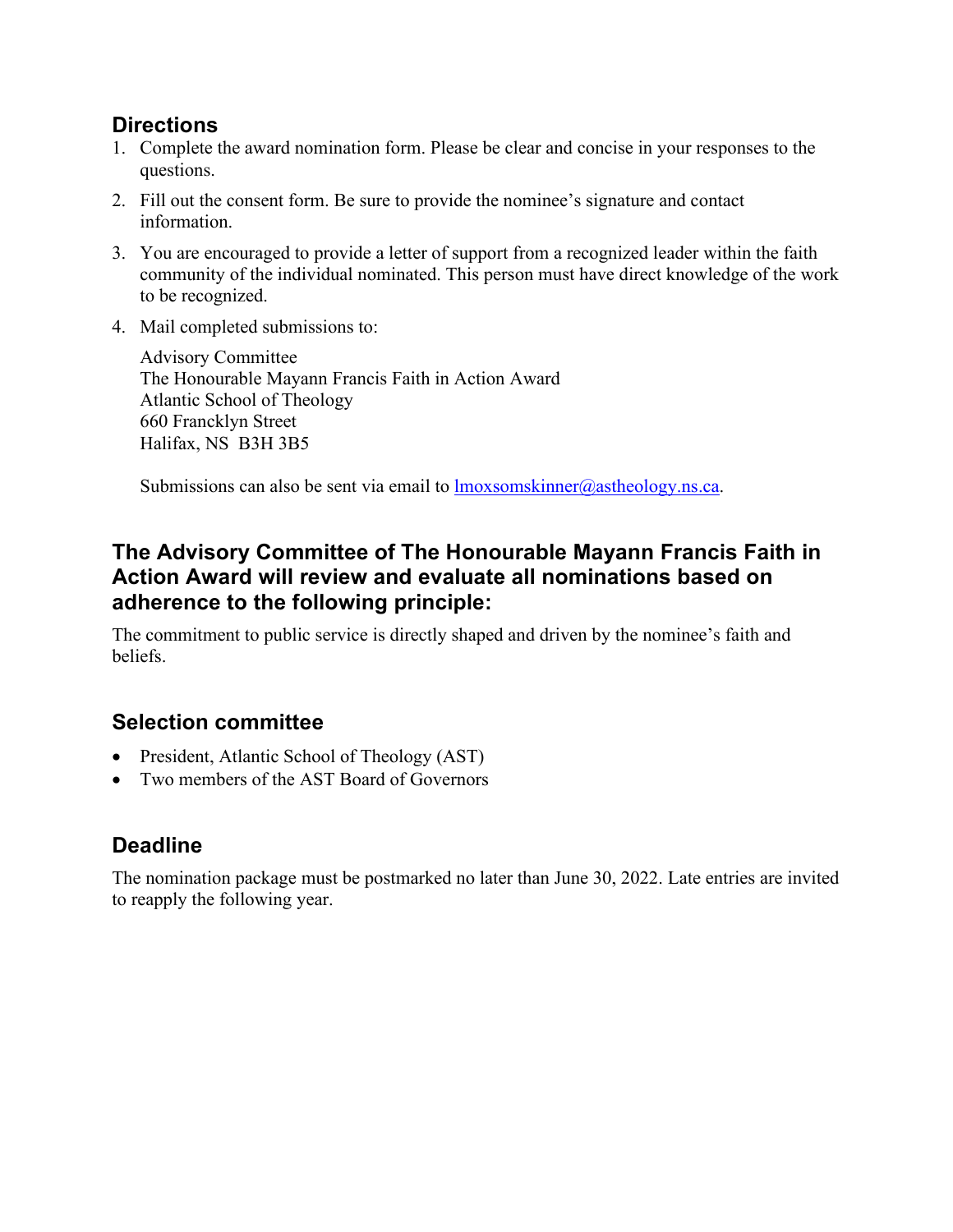## Directions

1. Complete the award nomination form. Please be clear and concise in your responses to the questions.
2. Fill out the consent form. Be sure to provide the nominee's signature and contact information.
3. You are encouraged to provide a letter of support from a recognized leader within the faith community of the individual nominated. This person must have direct knowledge of the work to be recognized.
4. Mail completed submissions to:

   Advisory Committee
   The Honourable Mayann Francis Faith in Action Award
   Atlantic School of Theology
   660 Francklyn Street
   Halifax, NS  B3H 3B5

   Submissions can also be sent via email to lmoxsomskinner@astheology.ns.ca.

## The Advisory Committee of The Honourable Mayann Francis Faith in Action Award will review and evaluate all nominations based on adherence to the following principle:

The commitment to public service is directly shaped and driven by the nominee's faith and beliefs.

## Selection committee

- President, Atlantic School of Theology (AST)
- Two members of the AST Board of Governors

## Deadline

The nomination package must be postmarked no later than June 30, 2022. Late entries are invited to reapply the following year.